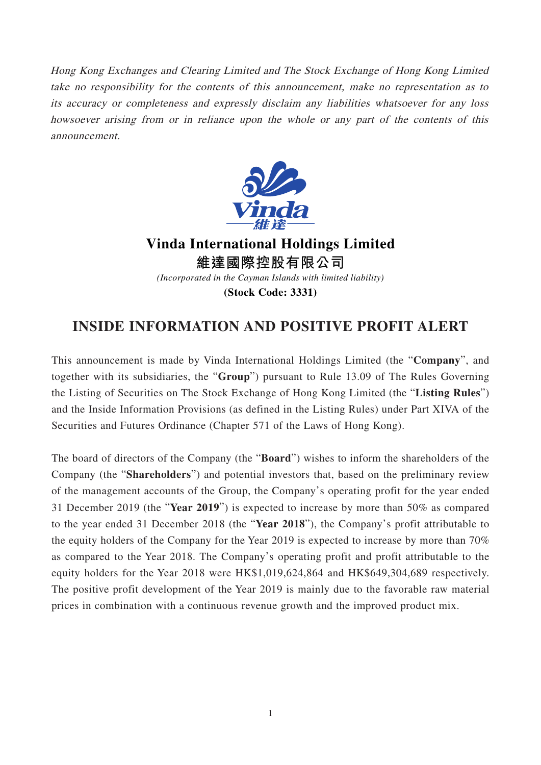*Hong Kong Exchanges and Clearing Limited and The Stock Exchange of Hong Kong Limited take no responsibility for the contents of this announcement, make no representation as to its accuracy or completeness and expressly disclaim any liabilities whatsoever for any loss howsoever arising from or in reliance upon the whole or any part of the contents of this announcement.*

**Vinda International Holdings Limited**
**維達國際控股有限公司**
*(Incorporated in the Cayman Islands with limited liability)*
**(Stock Code: 3331)**

# INSIDE INFORMATION AND POSITIVE PROFIT ALERT

This announcement is made by Vinda International Holdings Limited (the "**Company**", and together with its subsidiaries, the "**Group**") pursuant to Rule 13.09 of The Rules Governing the Listing of Securities on The Stock Exchange of Hong Kong Limited (the "**Listing Rules**") and the Inside Information Provisions (as defined in the Listing Rules) under Part XIVA of the Securities and Futures Ordinance (Chapter 571 of the Laws of Hong Kong).

The board of directors of the Company (the "**Board**") wishes to inform the shareholders of the Company (the "**Shareholders**") and potential investors that, based on the preliminary review of the management accounts of the Group, the Company's operating profit for the year ended 31 December 2019 (the "**Year 2019**") is expected to increase by more than 50% as compared to the year ended 31 December 2018 (the "**Year 2018**"), the Company's profit attributable to the equity holders of the Company for the Year 2019 is expected to increase by more than 70% as compared to the Year 2018. The Company's operating profit and profit attributable to the equity holders for the Year 2018 were HK$1,019,624,864 and HK$649,304,689 respectively. The positive profit development of the Year 2019 is mainly due to the favorable raw material prices in combination with a continuous revenue growth and the improved product mix.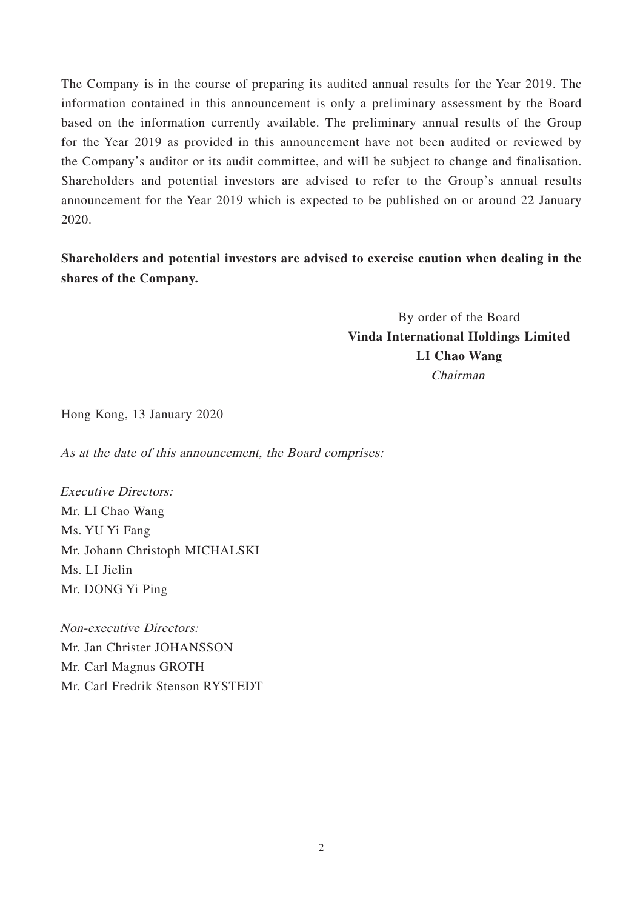The Company is in the course of preparing its audited annual results for the Year 2019. The information contained in this announcement is only a preliminary assessment by the Board based on the information currently available. The preliminary annual results of the Group for the Year 2019 as provided in this announcement have not been audited or reviewed by the Company's auditor or its audit committee, and will be subject to change and finalisation. Shareholders and potential investors are advised to refer to the Group's annual results announcement for the Year 2019 which is expected to be published on or around 22 January 2020.

**Shareholders and potential investors are advised to exercise caution when dealing in the shares of the Company.**

By order of the Board
**Vinda International Holdings Limited**
**LI Chao Wang**
*Chairman*

Hong Kong, 13 January 2020

*As at the date of this announcement, the Board comprises:*

*Executive Directors:*
Mr. LI Chao Wang
Ms. YU Yi Fang
Mr. Johann Christoph MICHALSKI
Ms. LI Jielin
Mr. DONG Yi Ping

*Non-executive Directors:*
Mr. Jan Christer JOHANSSON
Mr. Carl Magnus GROTH
Mr. Carl Fredrik Stenson RYSTEDT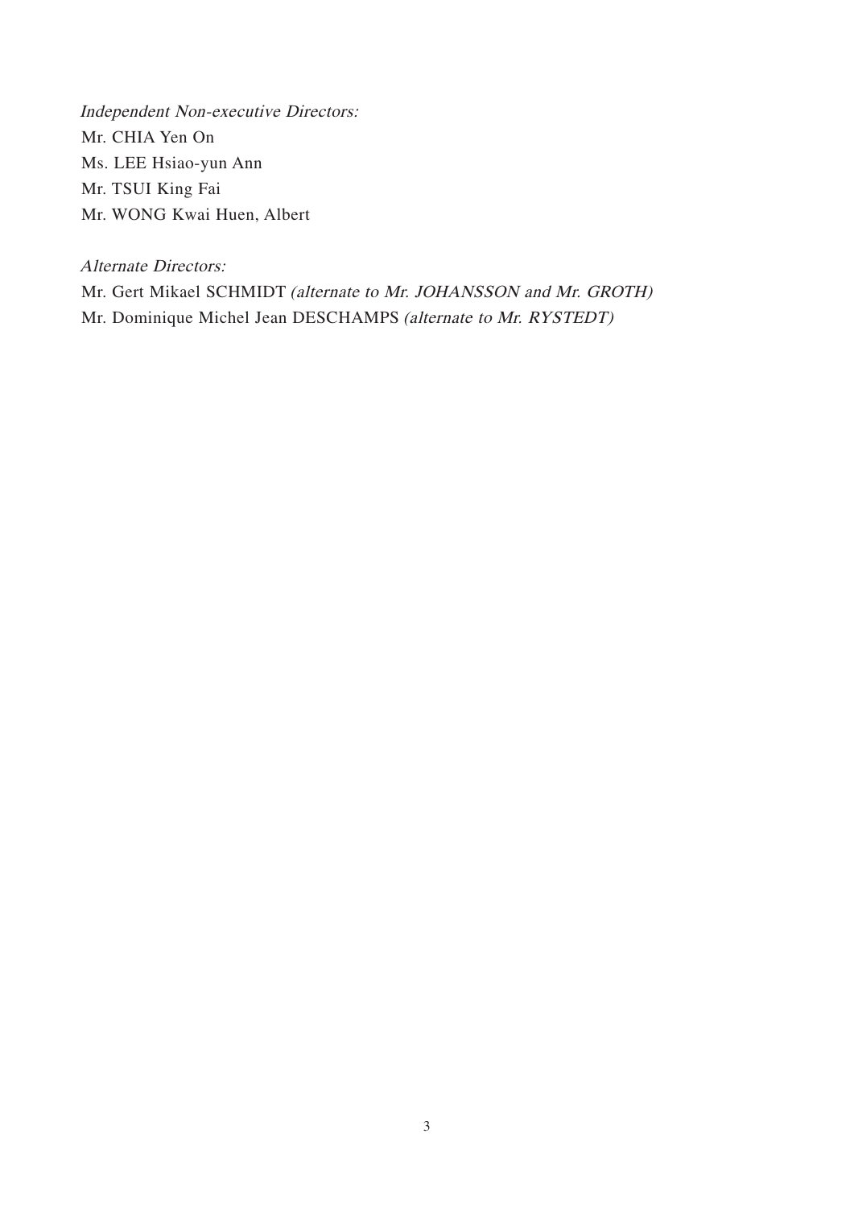*Independent Non-executive Directors:*
Mr. CHIA Yen On
Ms. LEE Hsiao-yun Ann
Mr. TSUI King Fai
Mr. WONG Kwai Huen, Albert

*Alternate Directors:*
Mr. Gert Mikael SCHMIDT *(alternate to Mr. JOHANSSON and Mr. GROTH)*
Mr. Dominique Michel Jean DESCHAMPS *(alternate to Mr. RYSTEDT)*